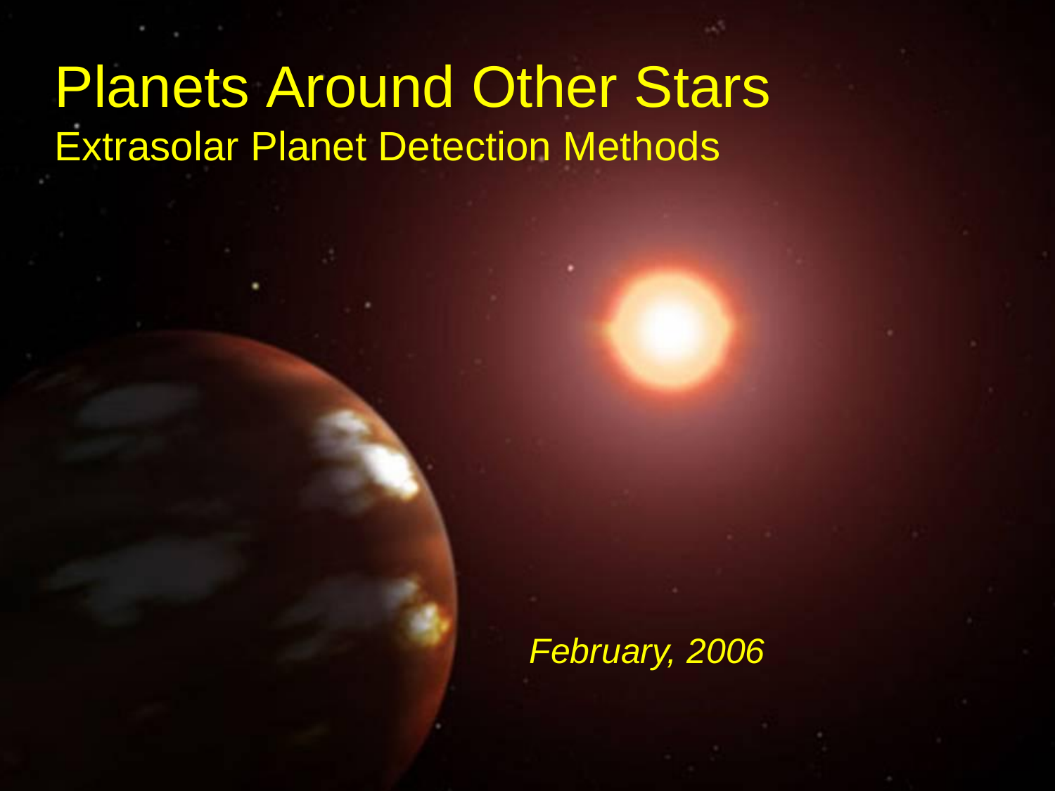# Planets Around Other Stars

## Extrasolar Planet Detection Methods

*February, 2006*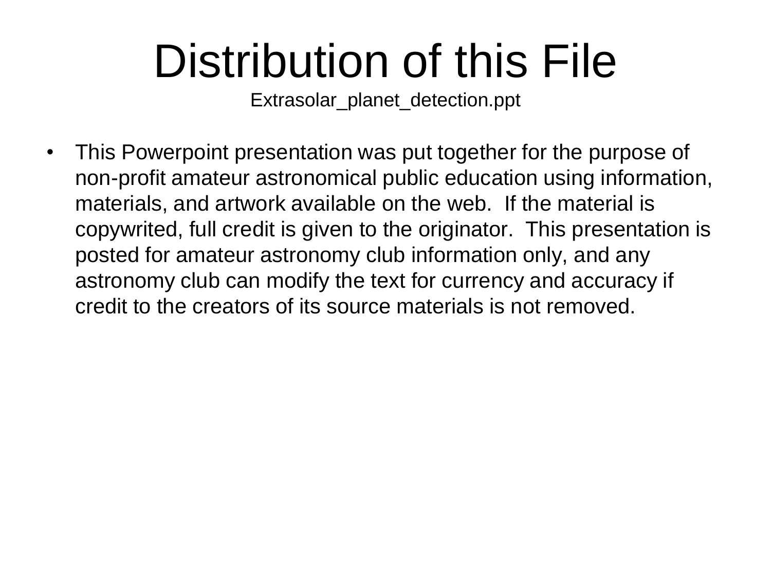# Distribution of this File

Extrasolar_planet_detection.ppt

- This Powerpoint presentation was put together for the purpose of non-profit amateur astronomical public education using information, materials, and artwork available on the web. If the material is copywrited, full credit is given to the originator. This presentation is posted for amateur astronomy club information only, and any astronomy club can modify the text for currency and accuracy if credit to the creators of its source materials is not removed.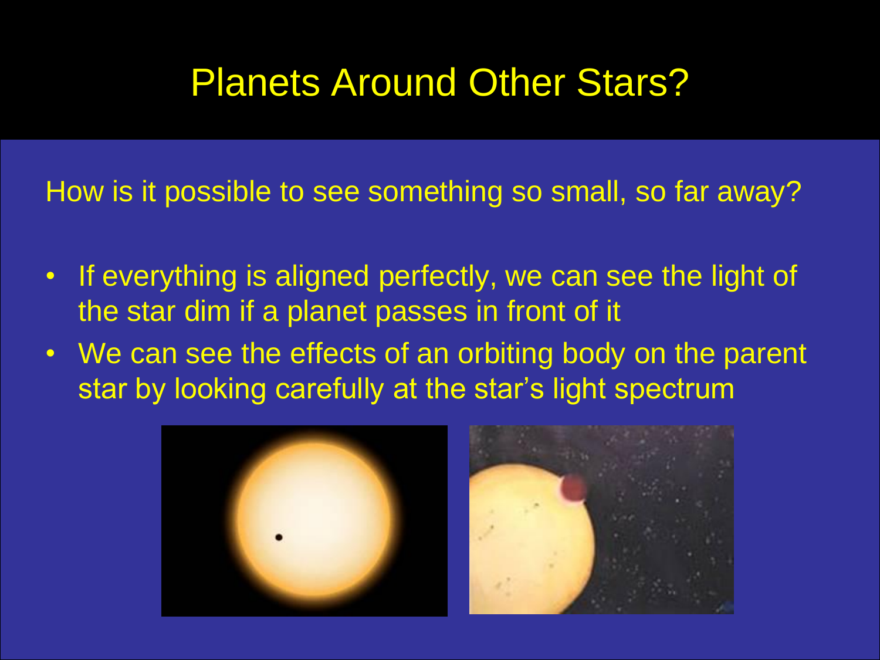# Planets Around Other Stars?

How is it possible to see something so small, so far away?

- If everything is aligned perfectly, we can see the light of the star dim if a planet passes in front of it
- We can see the effects of an orbiting body on the parent star by looking carefully at the star's light spectrum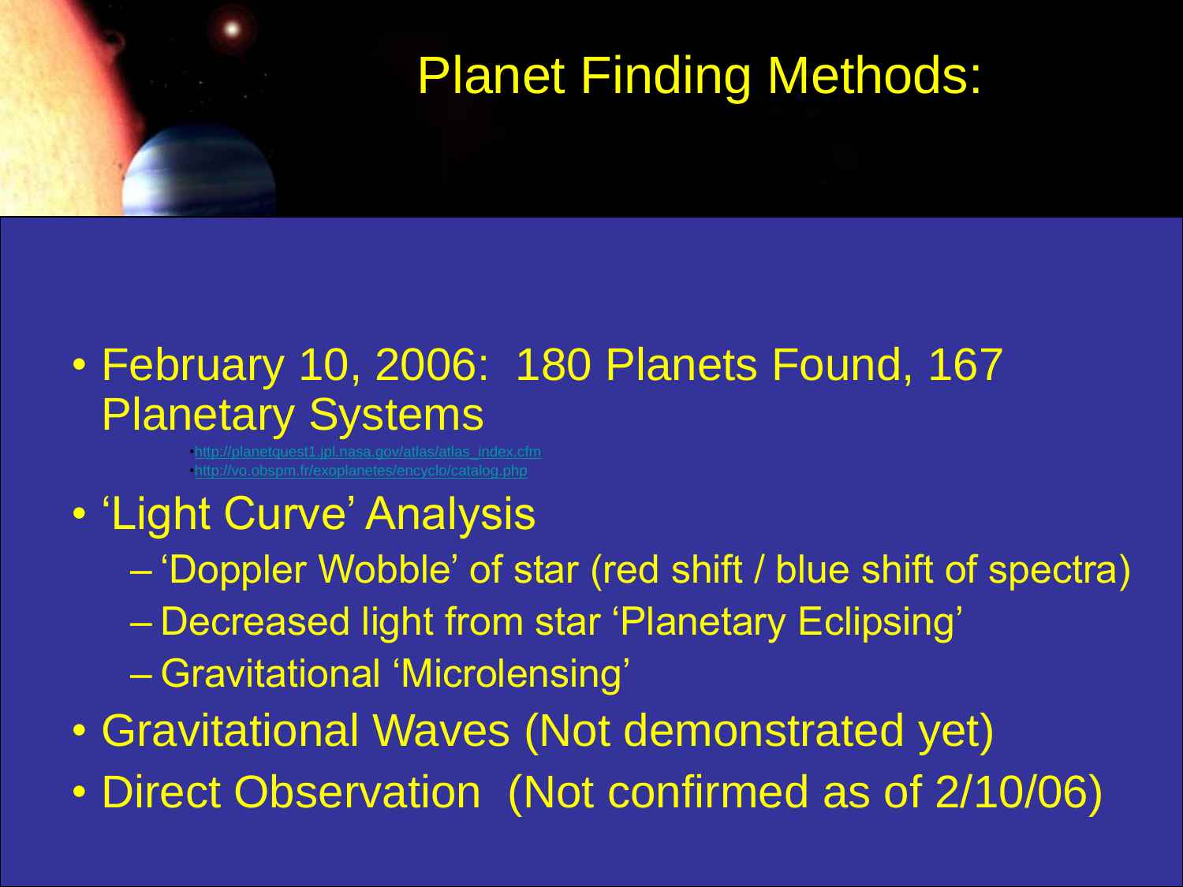# Planet Finding Methods:

- February 10, 2006: 180 Planets Found, 167 Planetary Systems
  - http://planetquest1.jpl.nasa.gov/atlas/atlas_index.cfm
  - http://vo.obspm.fr/exoplanetes/encyclo/catalog.php
- 'Light Curve' Analysis
  - 'Doppler Wobble' of star (red shift / blue shift of spectra)
  - Decreased light from star 'Planetary Eclipsing'
  - Gravitational 'Microlensing'
- Gravitational Waves (Not demonstrated yet)
- Direct Observation (Not confirmed as of 2/10/06)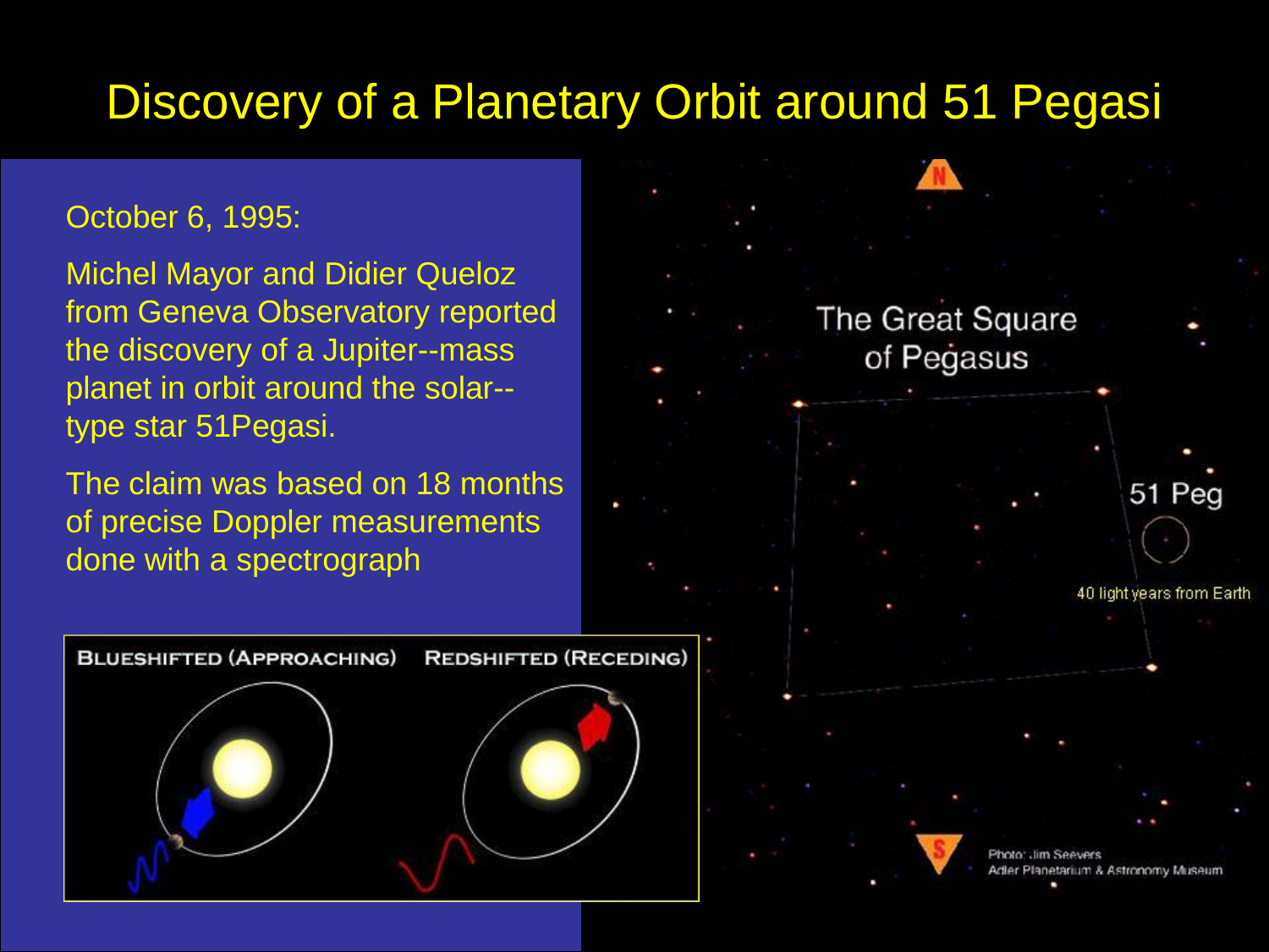# Discovery of a Planetary Orbit around 51 Pegasi

October 6, 1995:

Michel Mayor and Didier Queloz from Geneva Observatory reported the discovery of a Jupiter--mass planet in orbit around the solar--type star 51Pegasi.

The claim was based on 18 months of precise Doppler measurements done with a spectrograph

BLUESHIFTED (APPROACHING) REDSHIFTED (RECEDING)

The Great Square of Pegasus

51 Peg

40 light years from Earth

Photo: Jim Seevers
Adler Planetarium & Astronomy Museum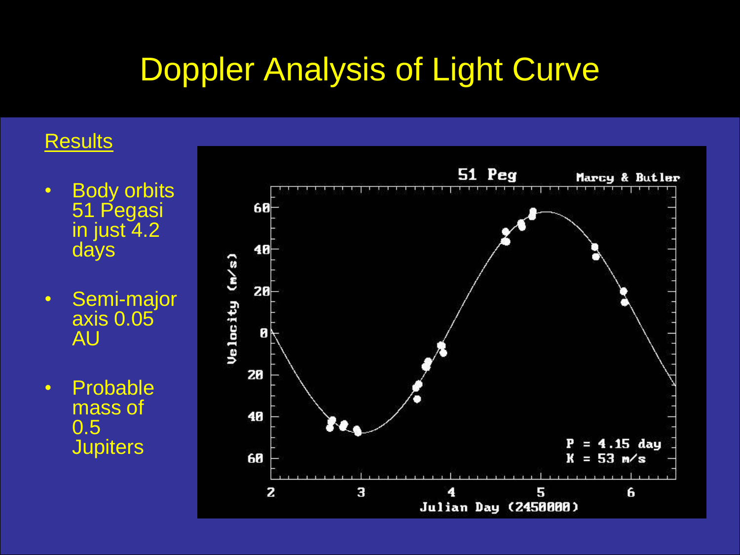# Doppler Analysis of Light Curve

## Results

- Body orbits 51 Pegasi in just 4.2 days
- Semi-major axis 0.05 AU
- Probable mass of 0.5 Jupiters

51 Peg — Marcy & Butler

Velocity (m/s) vs. Julian Day (2450000)

P = 4.15 day
K = 53 m/s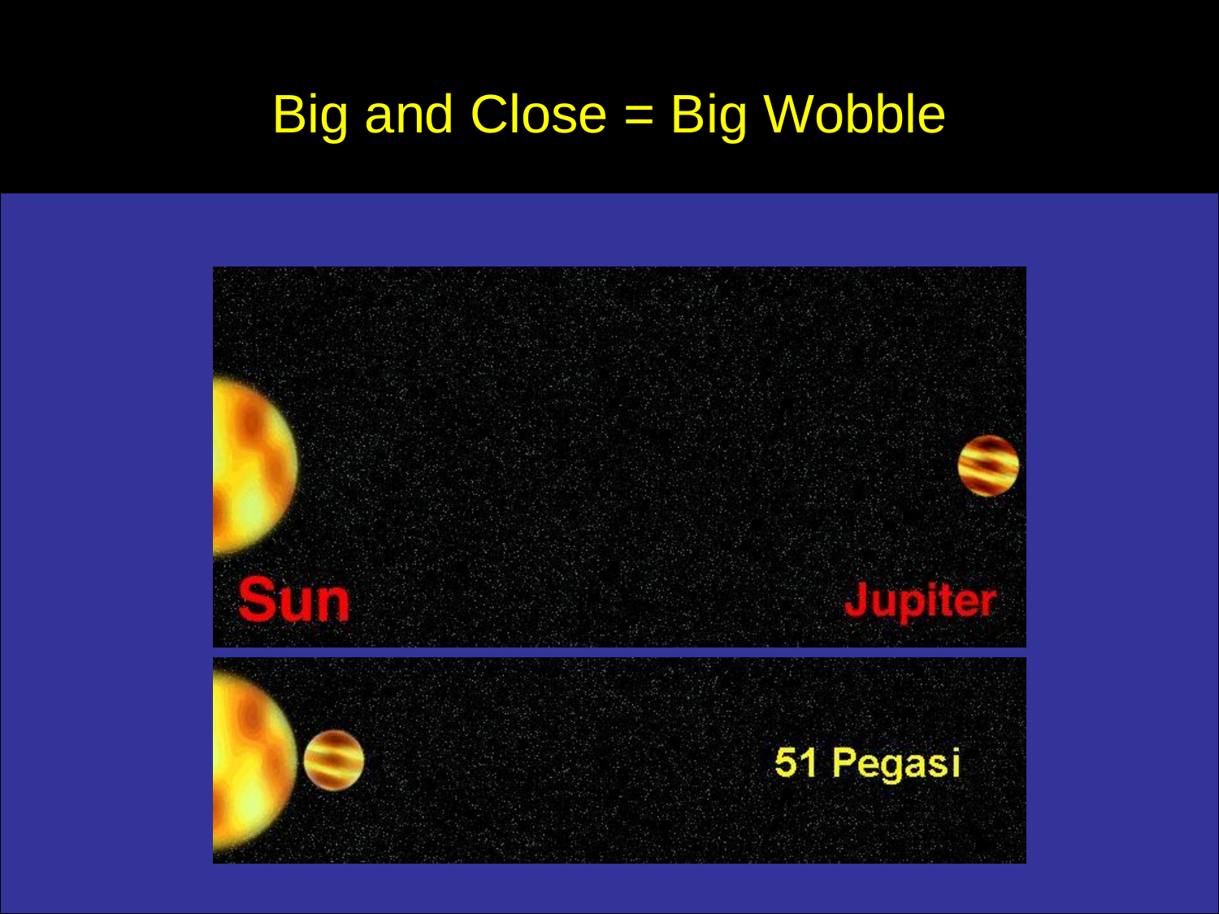# Big and Close = Big Wobble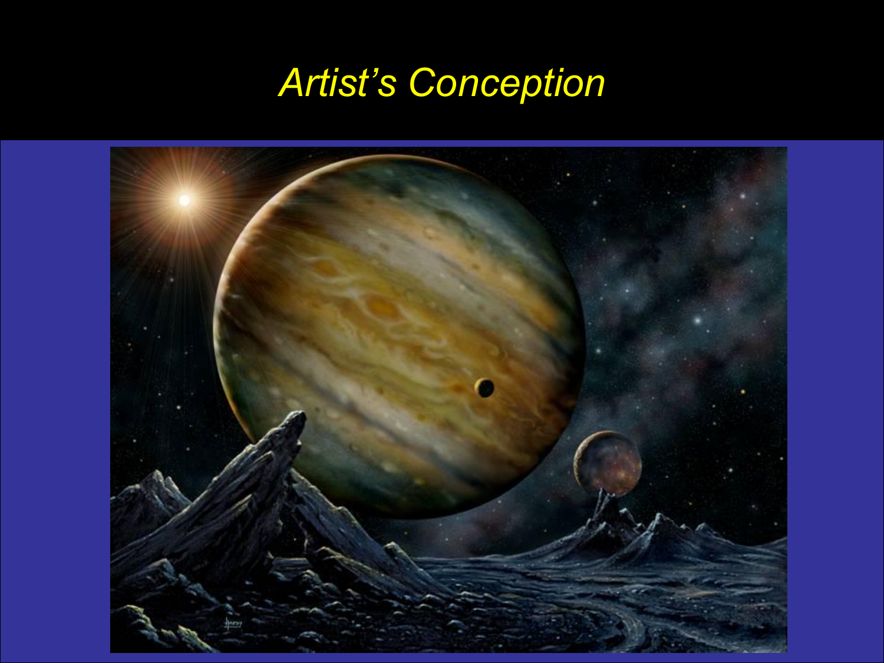# *Artist's Conception*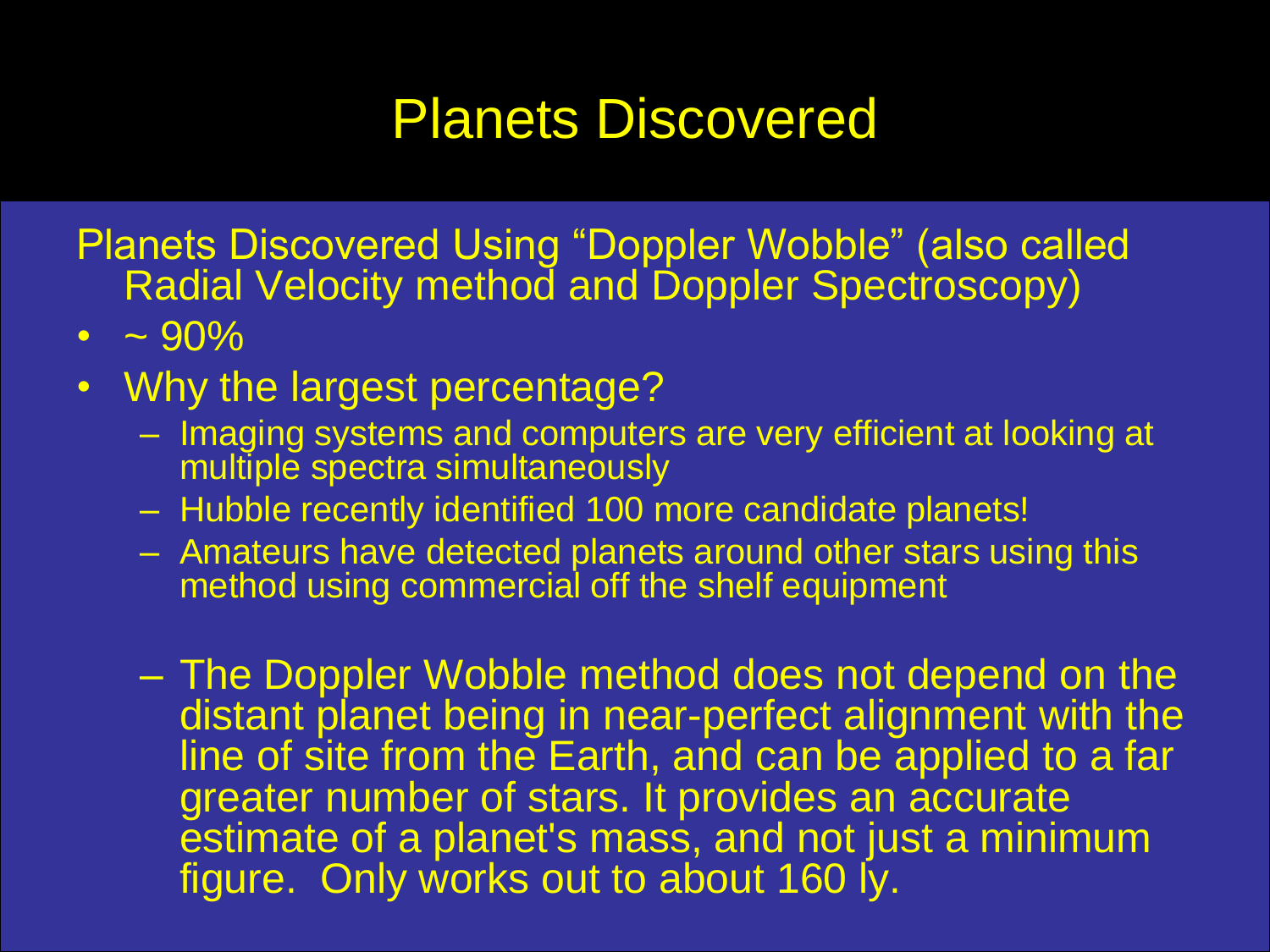# Planets Discovered

Planets Discovered Using "Doppler Wobble" (also called Radial Velocity method and Doppler Spectroscopy)

- ~ 90%
- Why the largest percentage?
  - Imaging systems and computers are very efficient at looking at multiple spectra simultaneously
  - Hubble recently identified 100 more candidate planets!
  - Amateurs have detected planets around other stars using this method using commercial off the shelf equipment
  - The Doppler Wobble method does not depend on the distant planet being in near-perfect alignment with the line of site from the Earth, and can be applied to a far greater number of stars. It provides an accurate estimate of a planet's mass, and not just a minimum figure. Only works out to about 160 ly.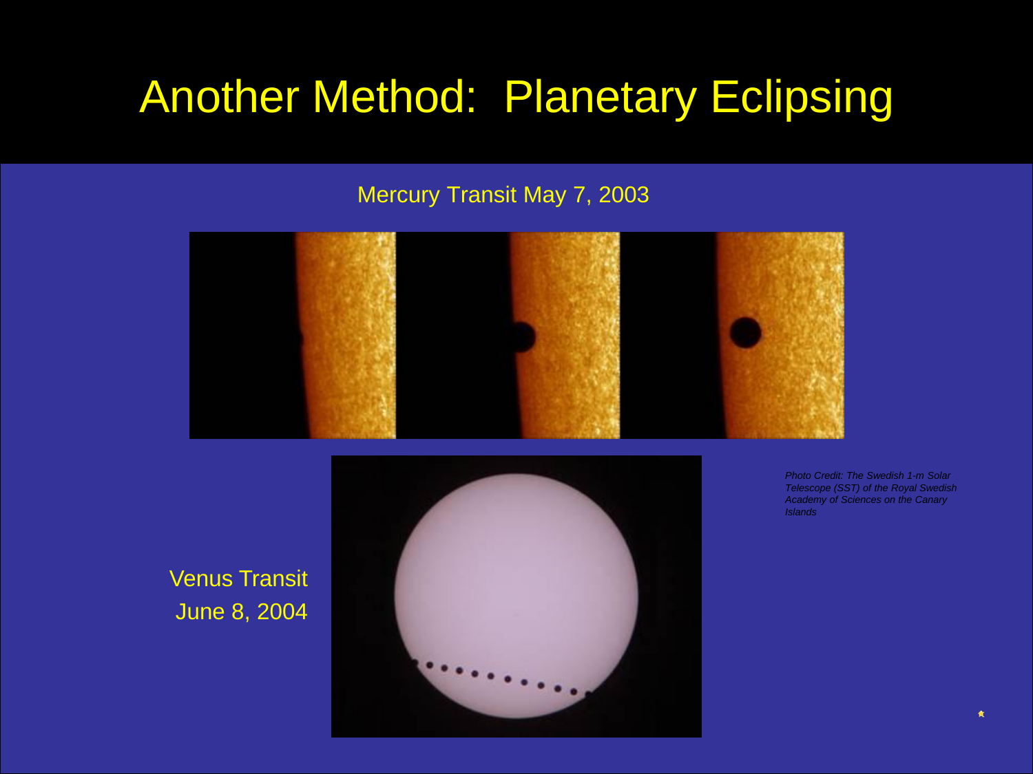# Another Method: Planetary Eclipsing

Mercury Transit May 7, 2003

Venus Transit
June 8, 2004

*Photo Credit: The Swedish 1-m Solar Telescope (SST) of the Royal Swedish Academy of Sciences on the Canary Islands*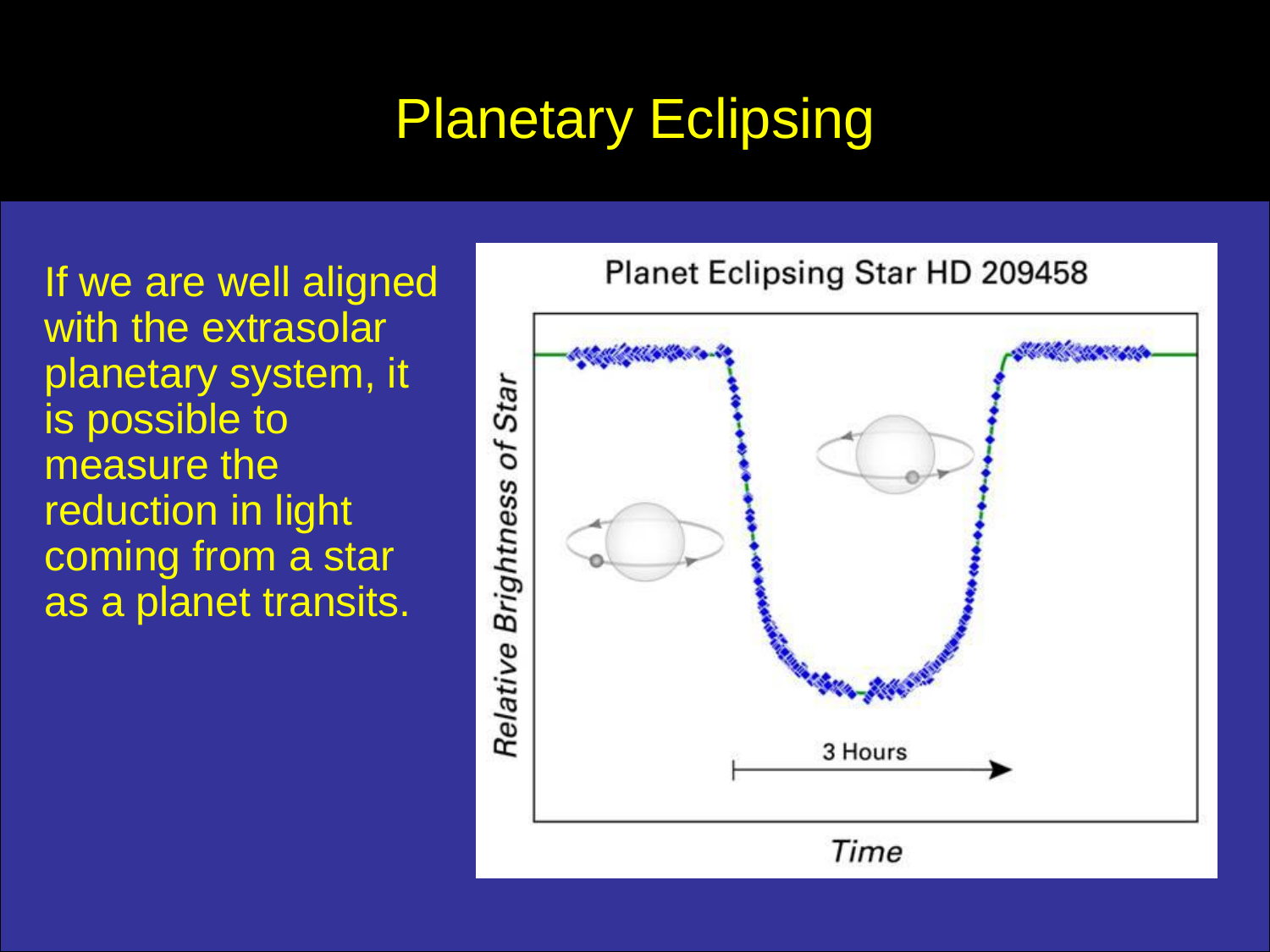# Planetary Eclipsing

If we are well aligned with the extrasolar planetary system, it is possible to measure the reduction in light coming from a star as a planet transits.

Planet Eclipsing Star HD 209458

Relative Brightness of Star

3 Hours

Time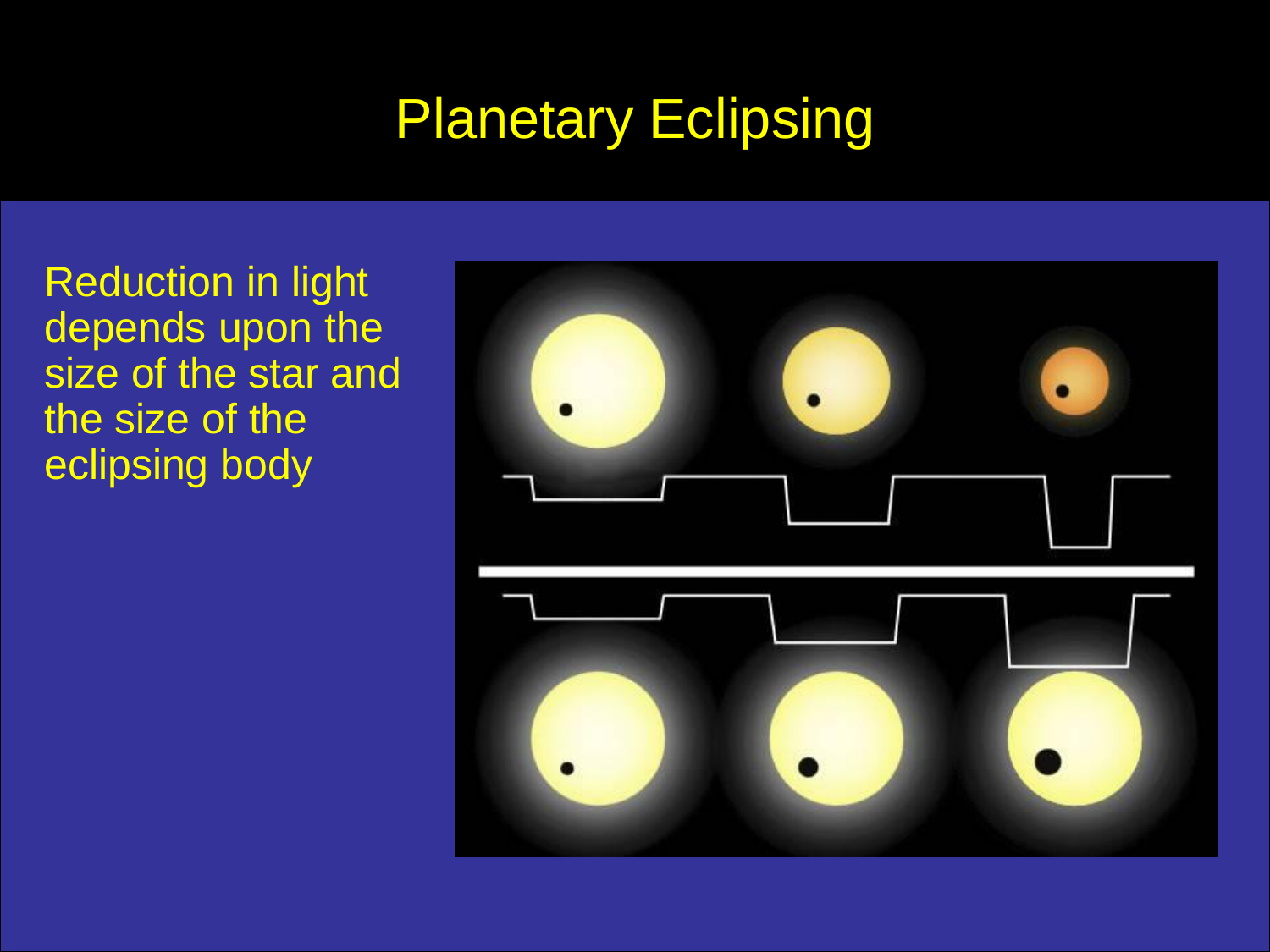# Planetary Eclipsing

Reduction in light depends upon the size of the star and the size of the eclipsing body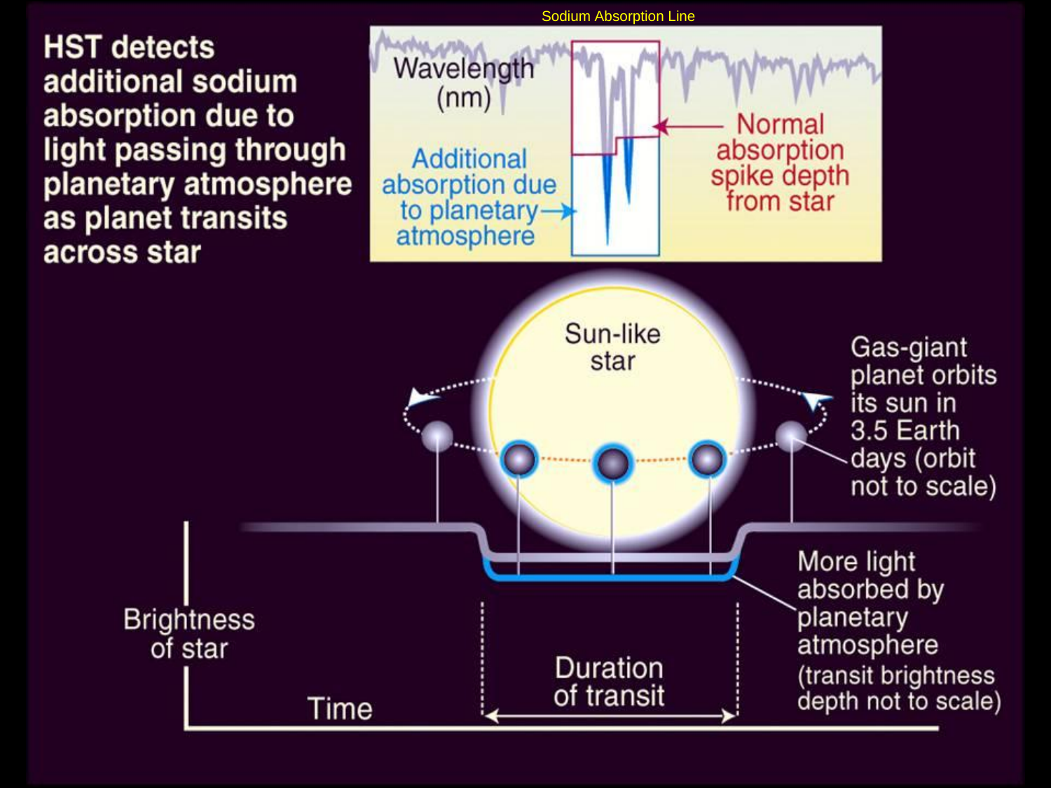Sodium Absorption Line

**HST detects additional sodium absorption due to light passing through planetary atmosphere as planet transits across star**

Wavelength (nm)

Additional absorption due to planetary atmosphere

Normal absorption spike depth from star

Sun-like star

Gas-giant planet orbits its sun in 3.5 Earth days (orbit not to scale)

More light absorbed by planetary atmosphere (transit brightness depth not to scale)

Brightness of star

Time

Duration of transit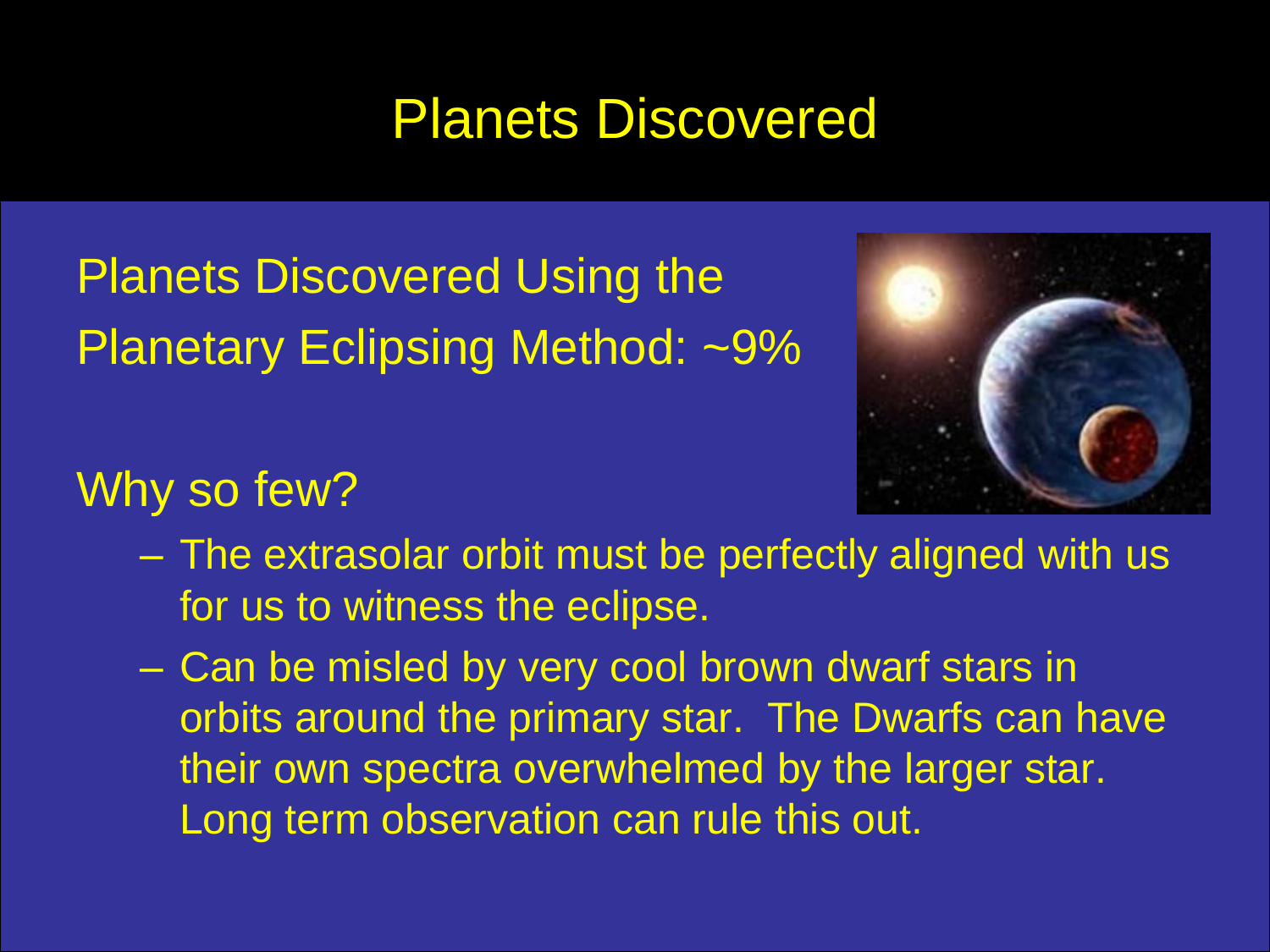# Planets Discovered

Planets Discovered Using the Planetary Eclipsing Method: ~9%

Why so few?

- The extrasolar orbit must be perfectly aligned with us for us to witness the eclipse.
- Can be misled by very cool brown dwarf stars in orbits around the primary star. The Dwarfs can have their own spectra overwhelmed by the larger star. Long term observation can rule this out.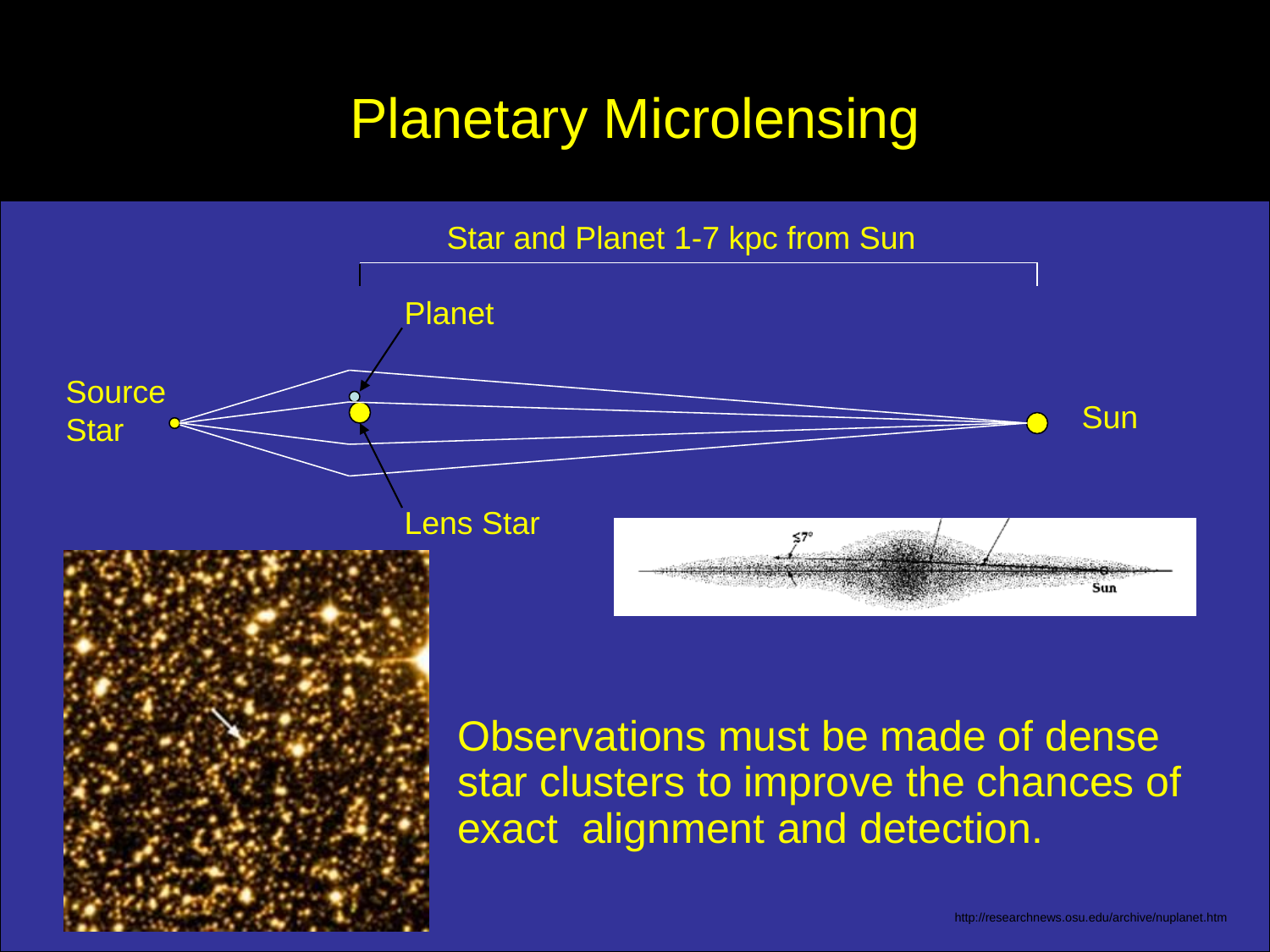# Planetary Microlensing

Star and Planet 1-7 kpc from Sun

Planet

Source Star

Sun

Lens Star

Observations must be made of dense star clusters to improve the chances of exact alignment and detection.

http://researchnews.osu.edu/archive/nuplanet.htm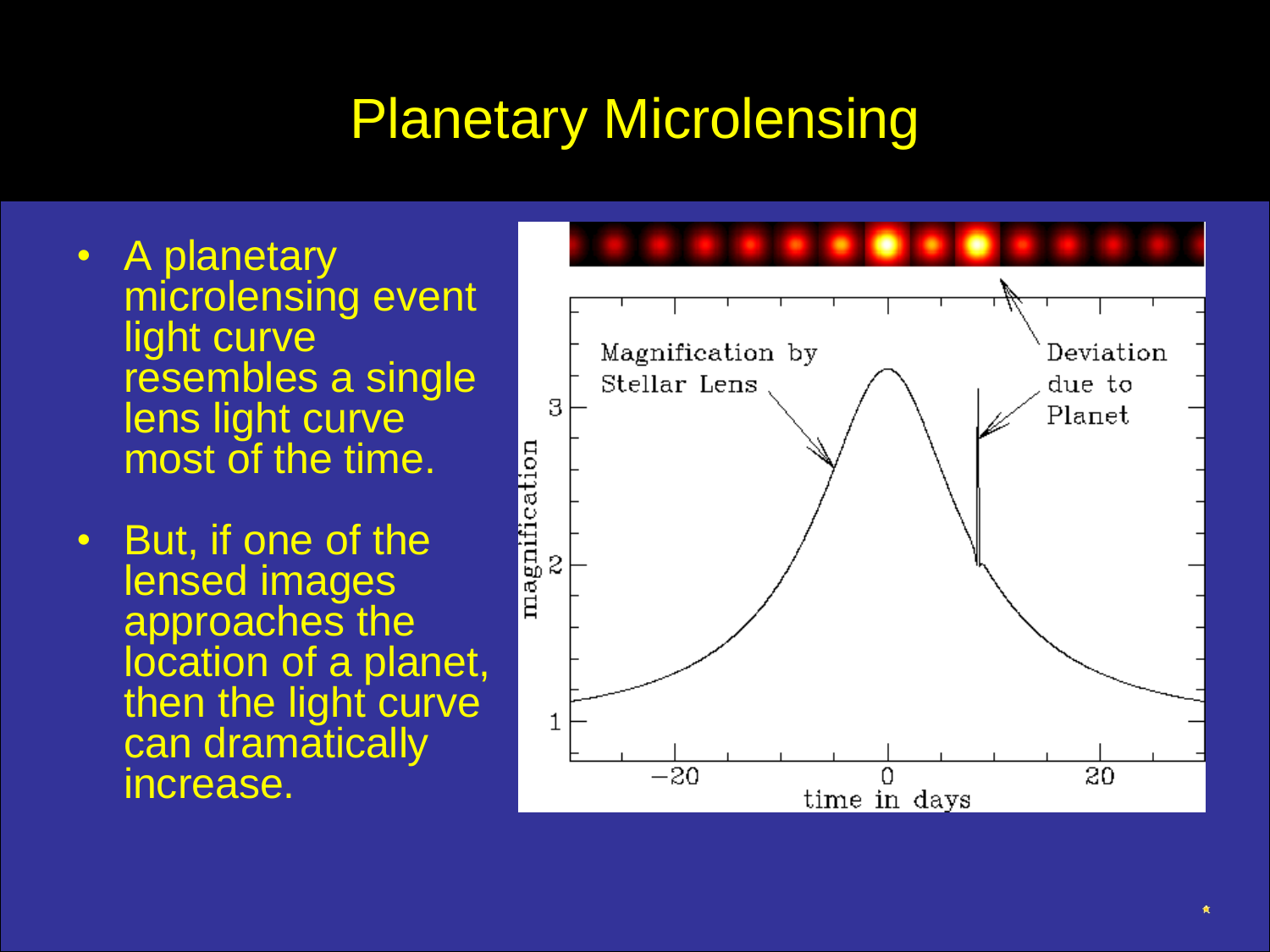# Planetary Microlensing

- A planetary microlensing event light curve resembles a single lens light curve most of the time.
- But, if one of the lensed images approaches the location of a planet, then the light curve can dramatically increase.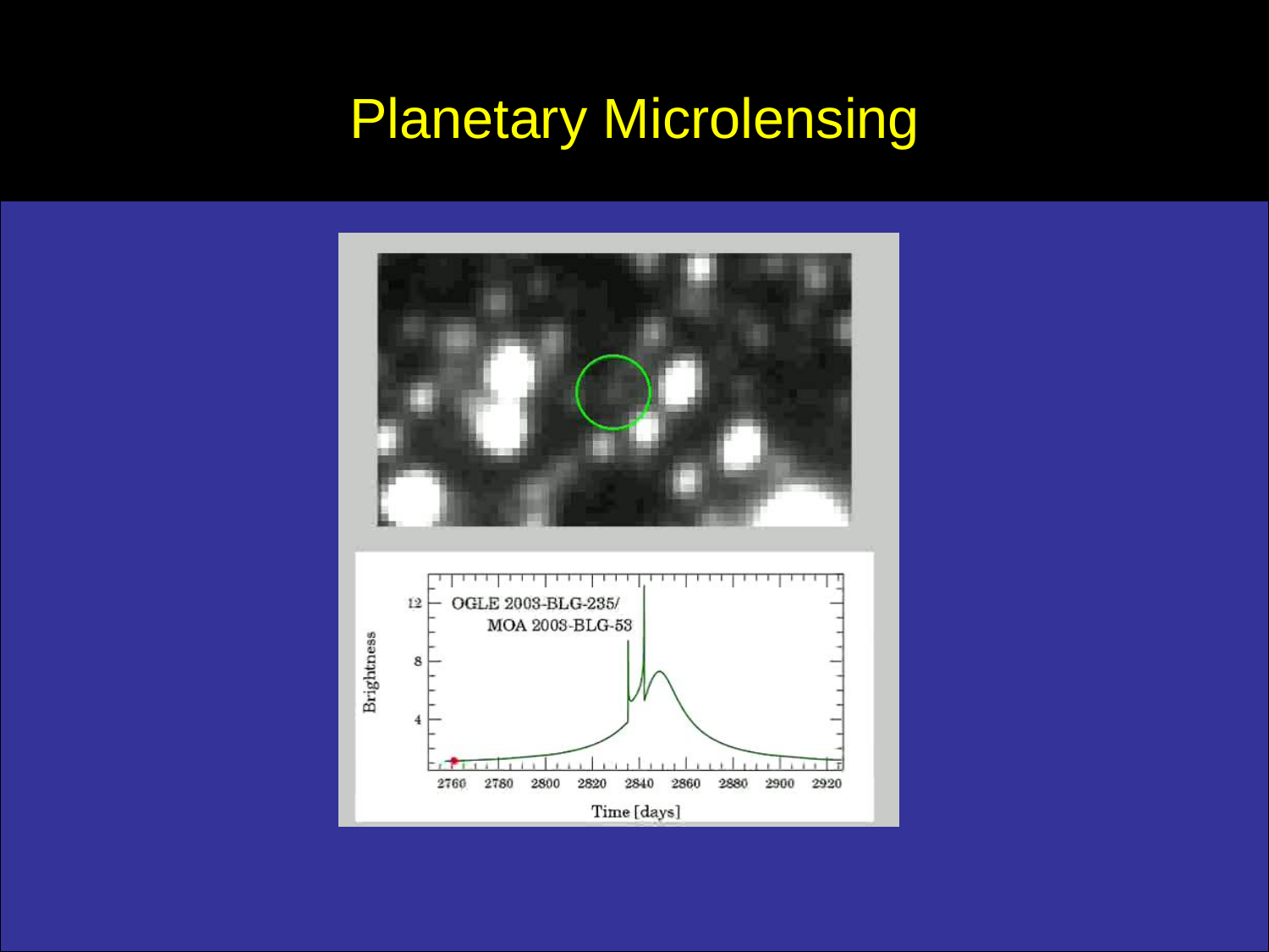# Planetary Microlensing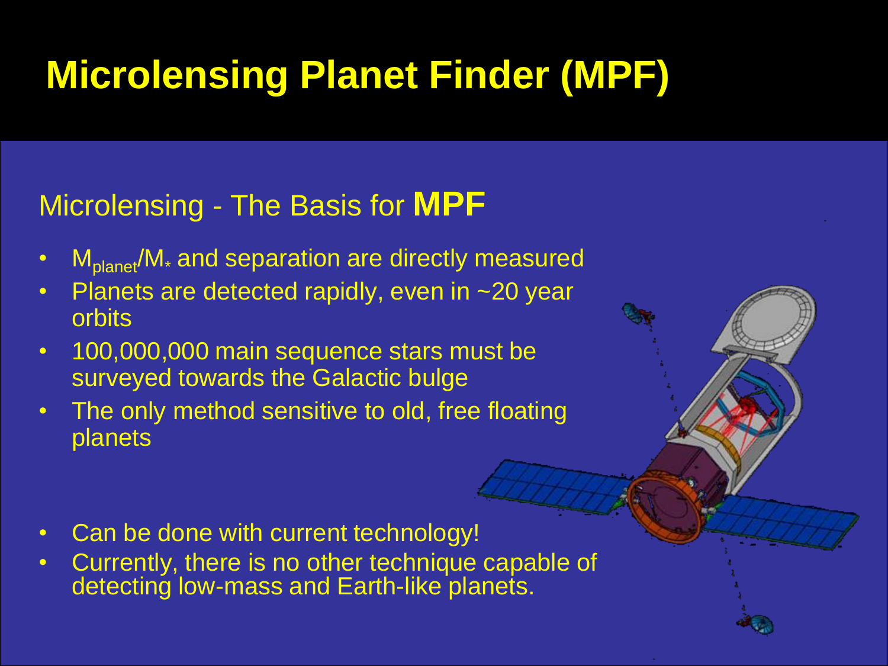# Microlensing Planet Finder (MPF)

## Microlensing - The Basis for **MPF**

- $M_{planet}/M_*$ and separation are directly measured
- Planets are detected rapidly, even in ~20 year orbits
- 100,000,000 main sequence stars must be surveyed towards the Galactic bulge
- The only method sensitive to old, free floating planets

- Can be done with current technology!
- Currently, there is no other technique capable of detecting low-mass and Earth-like planets.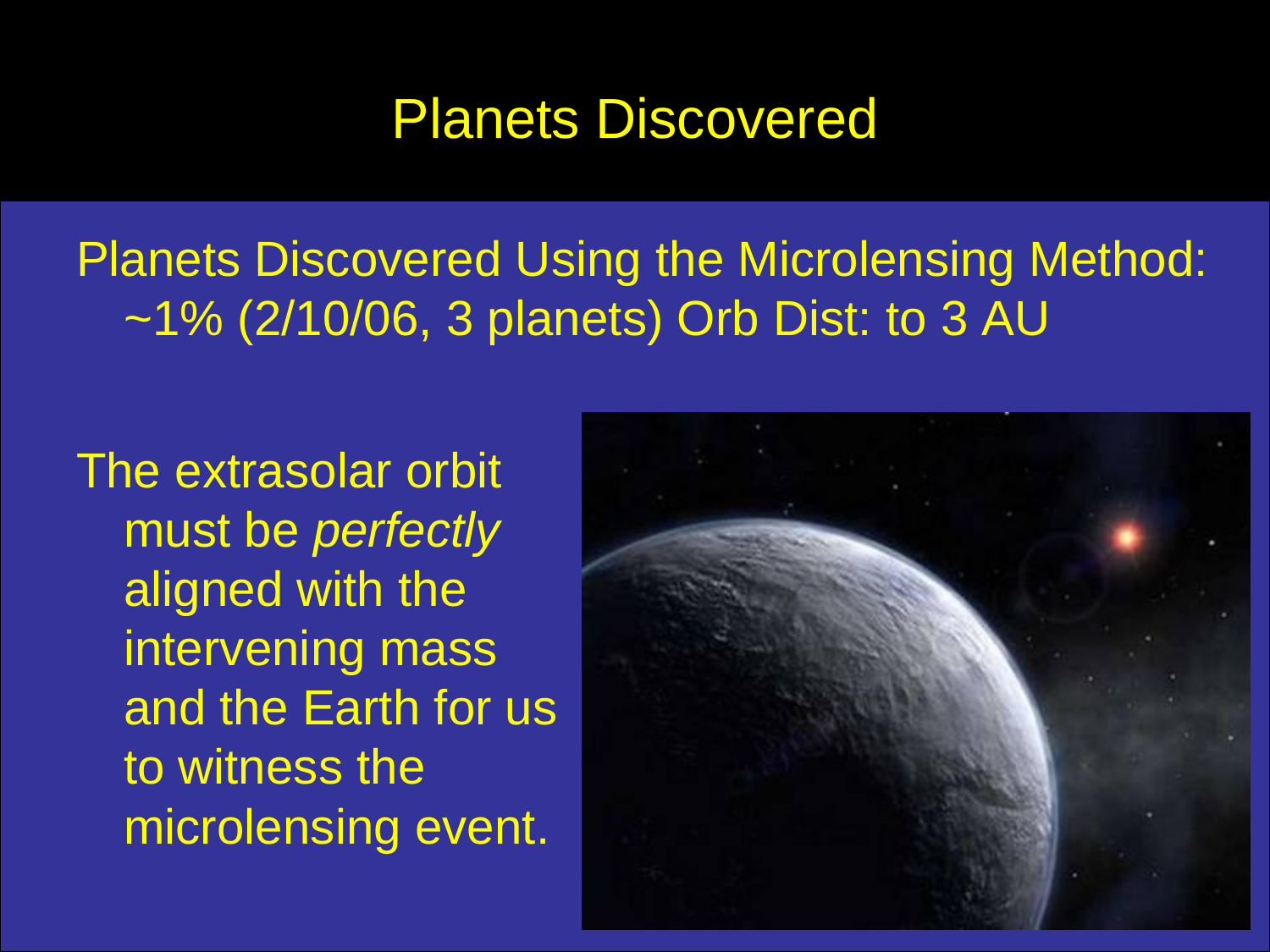# Planets Discovered

Planets Discovered Using the Microlensing Method: ~1% (2/10/06, 3 planets) Orb Dist: to 3 AU

The extrasolar orbit must be *perfectly* aligned with the intervening mass and the Earth for us to witness the microlensing event.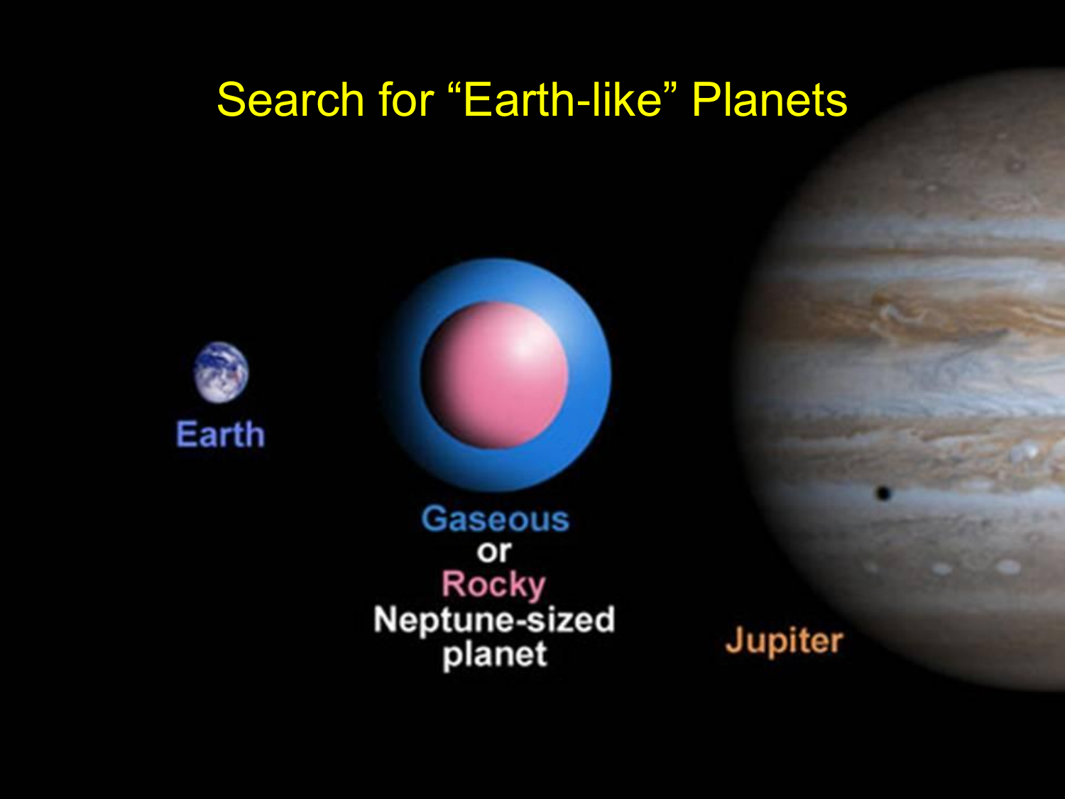# Search for "Earth-like" Planets

Earth

Gaseous
or
Rocky
Neptune-sized
planet

Jupiter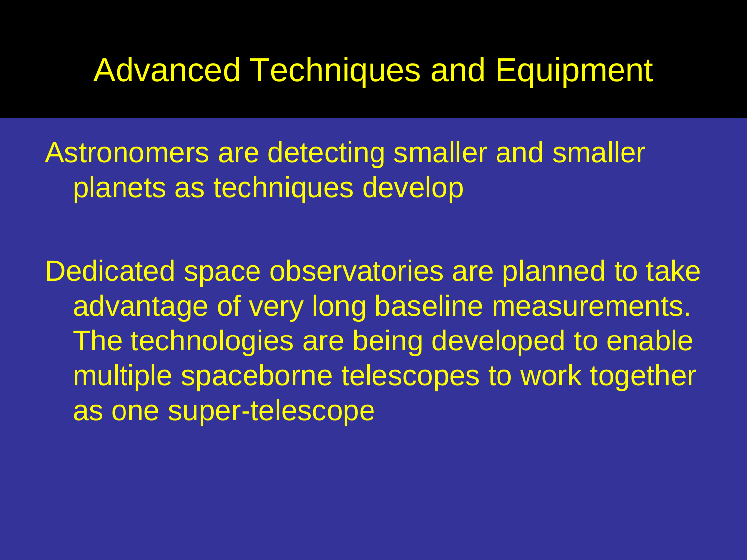# Advanced Techniques and Equipment

Astronomers are detecting smaller and smaller planets as techniques develop

Dedicated space observatories are planned to take advantage of very long baseline measurements. The technologies are being developed to enable multiple spaceborne telescopes to work together as one super-telescope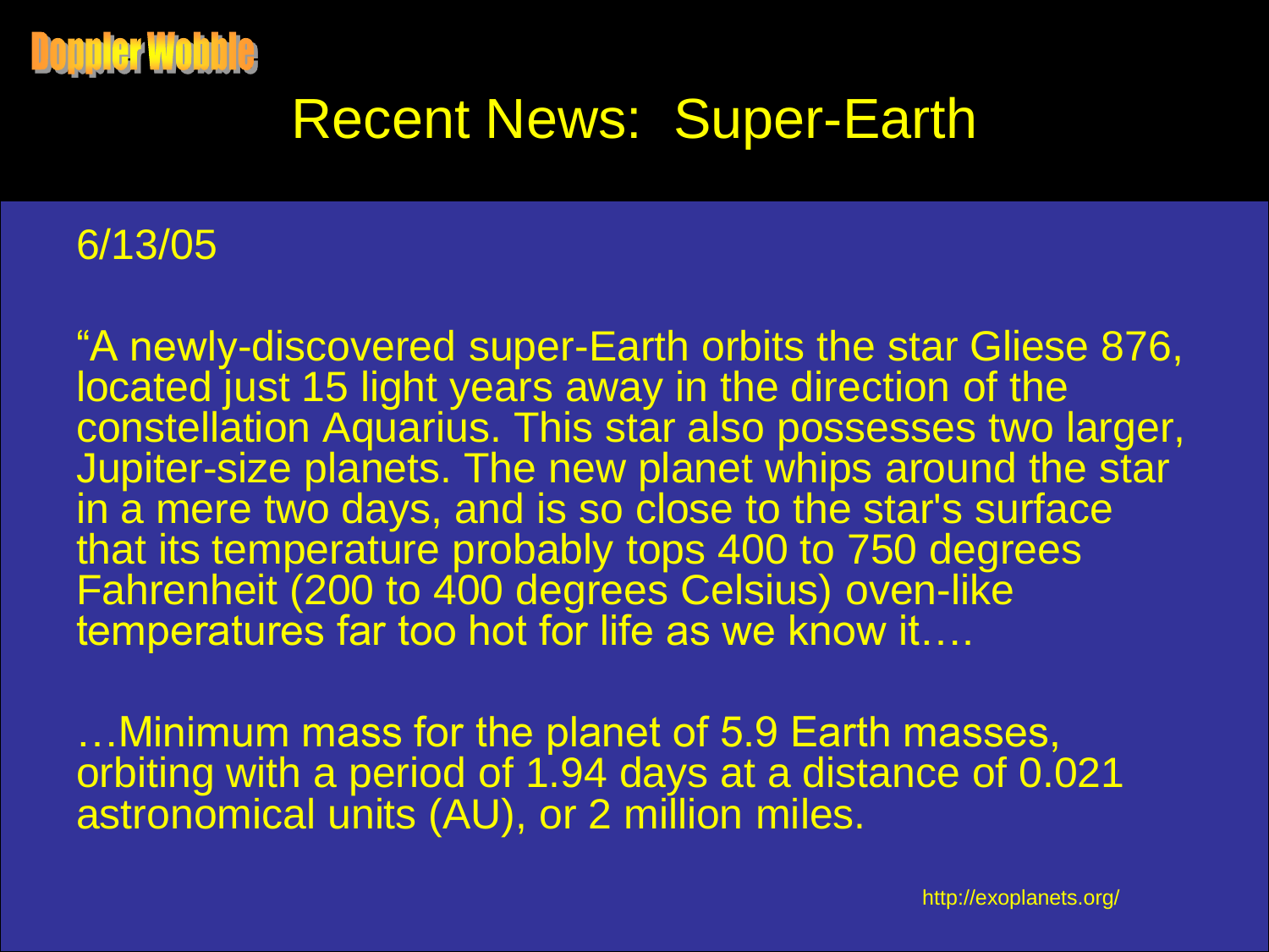Doppler Wobble

# Recent News: Super-Earth

6/13/05

"A newly-discovered super-Earth orbits the star Gliese 876, located just 15 light years away in the direction of the constellation Aquarius. This star also possesses two larger, Jupiter-size planets. The new planet whips around the star in a mere two days, and is so close to the star's surface that its temperature probably tops 400 to 750 degrees Fahrenheit (200 to 400 degrees Celsius) oven-like temperatures far too hot for life as we know it….

…Minimum mass for the planet of 5.9 Earth masses, orbiting with a period of 1.94 days at a distance of 0.021 astronomical units (AU), or 2 million miles.

http://exoplanets.org/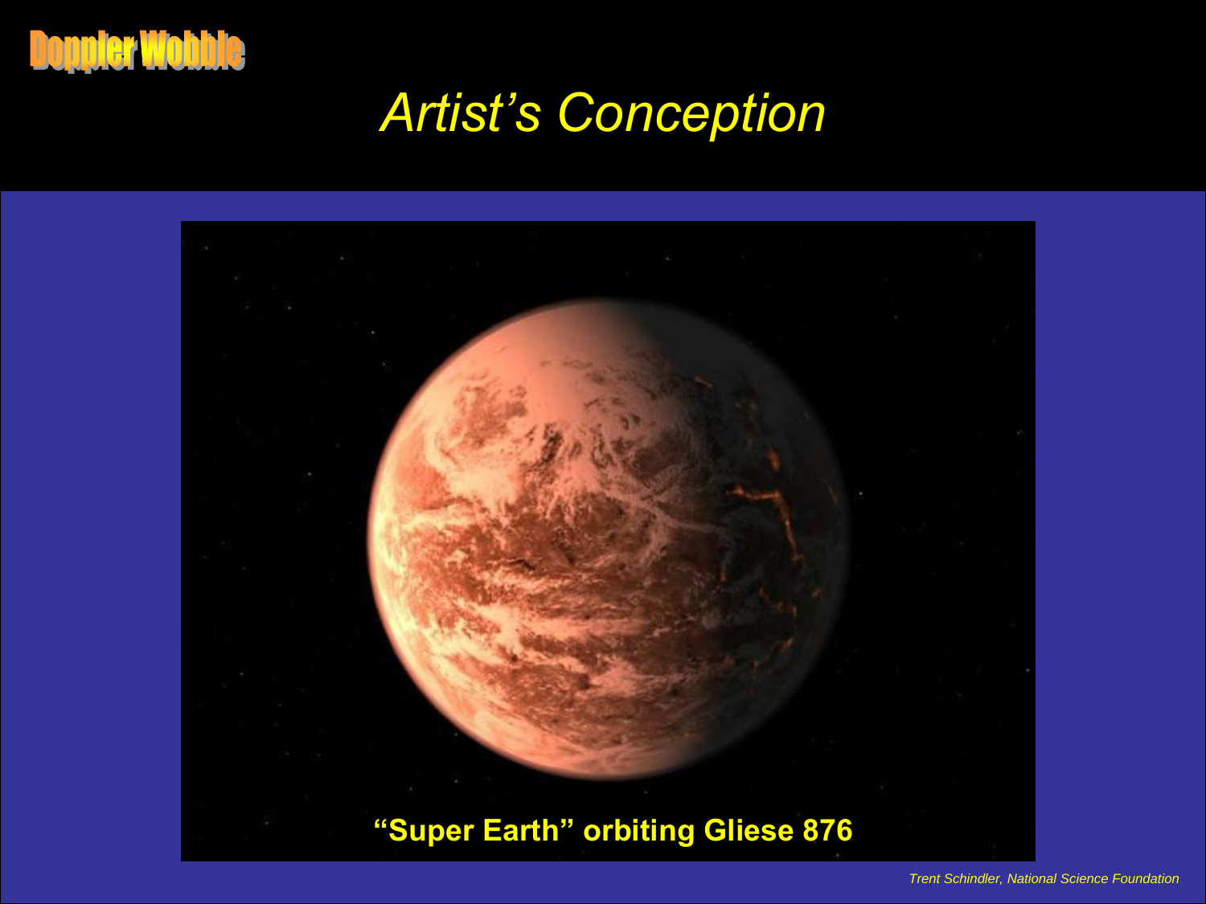Doppler Wobble

# *Artist's Conception*

**"Super Earth" orbiting Gliese 876**

*Trent Schindler, National Science Foundation*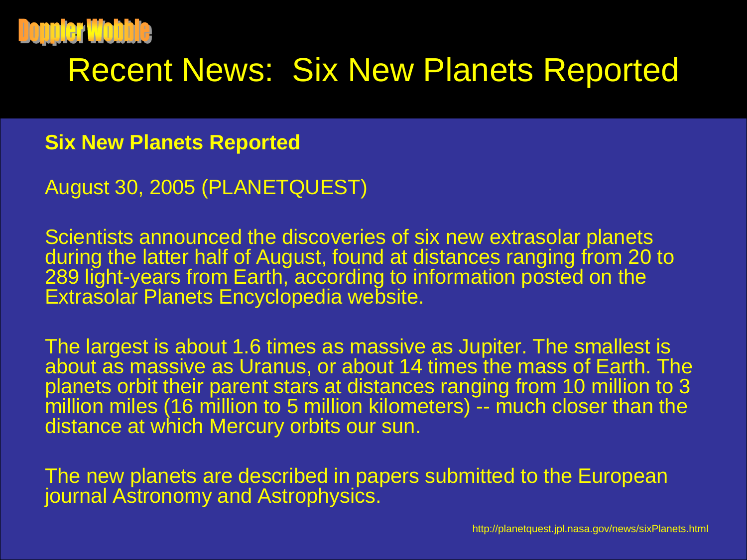Doppler Wobble

# Recent News: Six New Planets Reported

**Six New Planets Reported**

August 30, 2005 (PLANETQUEST)

Scientists announced the discoveries of six new extrasolar planets during the latter half of August, found at distances ranging from 20 to 289 light-years from Earth, according to information posted on the Extrasolar Planets Encyclopedia website.

The largest is about 1.6 times as massive as Jupiter. The smallest is about as massive as Uranus, or about 14 times the mass of Earth. The planets orbit their parent stars at distances ranging from 10 million to 3 million miles (16 million to 5 million kilometers) -- much closer than the distance at which Mercury orbits our sun.

The new planets are described in papers submitted to the European journal Astronomy and Astrophysics.

http://planetquest.jpl.nasa.gov/news/sixPlanets.html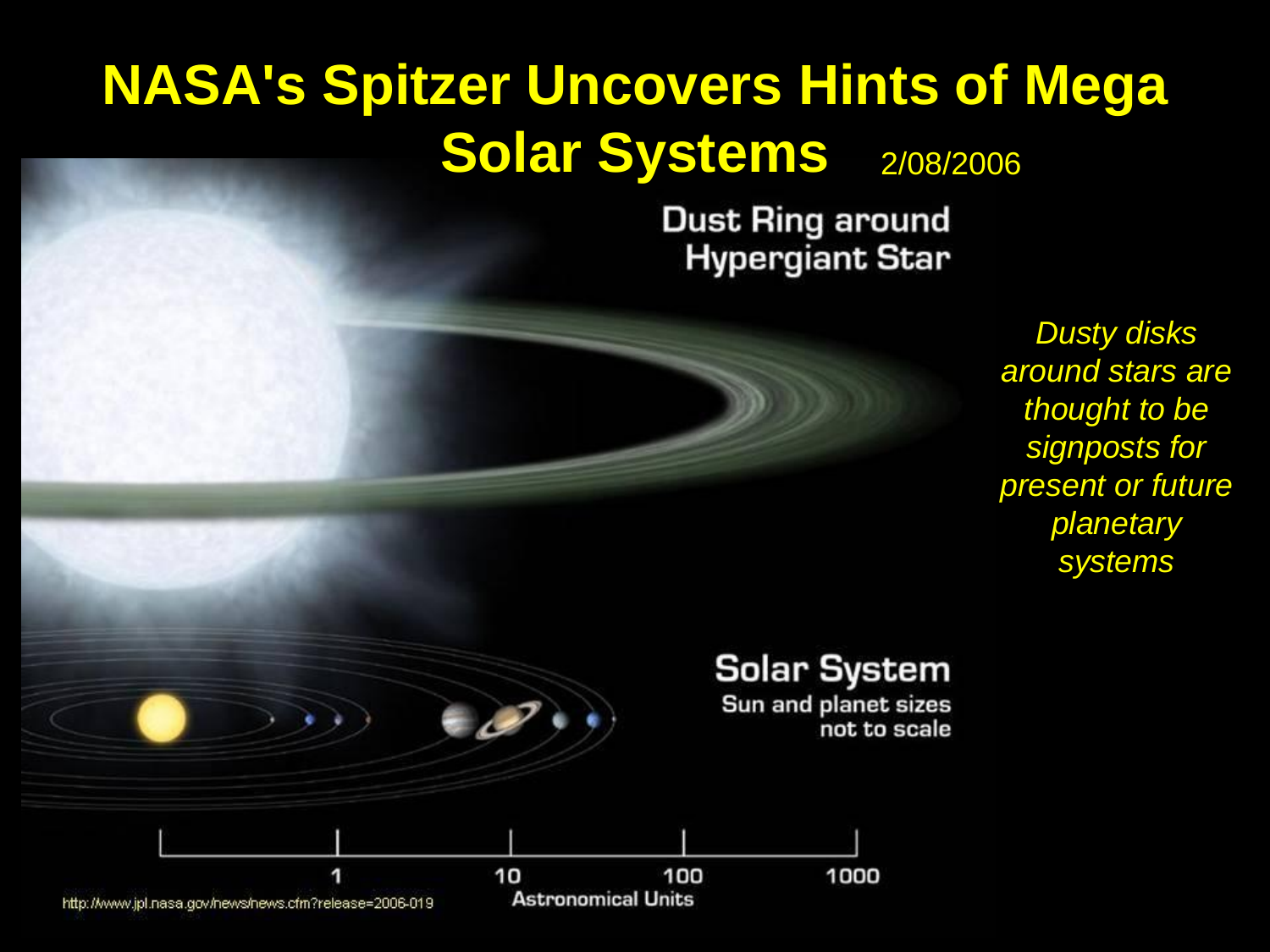# NASA's Spitzer Uncovers Hints of Mega Solar Systems

2/08/2006

Dust Ring around Hypergiant Star

*Dusty disks around stars are thought to be signposts for present or future planetary systems*

Solar System

Sun and planet sizes not to scale

1 10 100 1000

Astronomical Units

http://www.jpl.nasa.gov/news/news.cfm?release=2006-019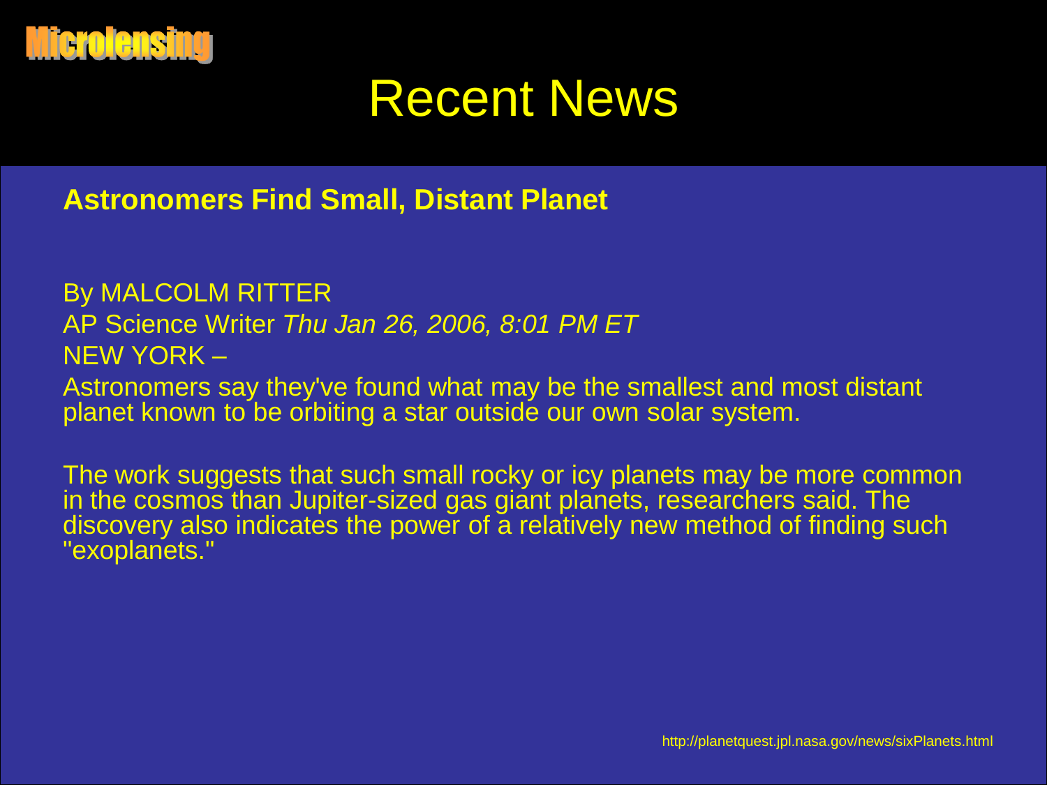Microlensing

# Recent News

**Astronomers Find Small, Distant Planet**

By MALCOLM RITTER
AP Science Writer *Thu Jan 26, 2006, 8:01 PM ET*
NEW YORK –
Astronomers say they've found what may be the smallest and most distant planet known to be orbiting a star outside our own solar system.

The work suggests that such small rocky or icy planets may be more common in the cosmos than Jupiter-sized gas giant planets, researchers said. The discovery also indicates the power of a relatively new method of finding such "exoplanets."

http://planetquest.jpl.nasa.gov/news/sixPlanets.html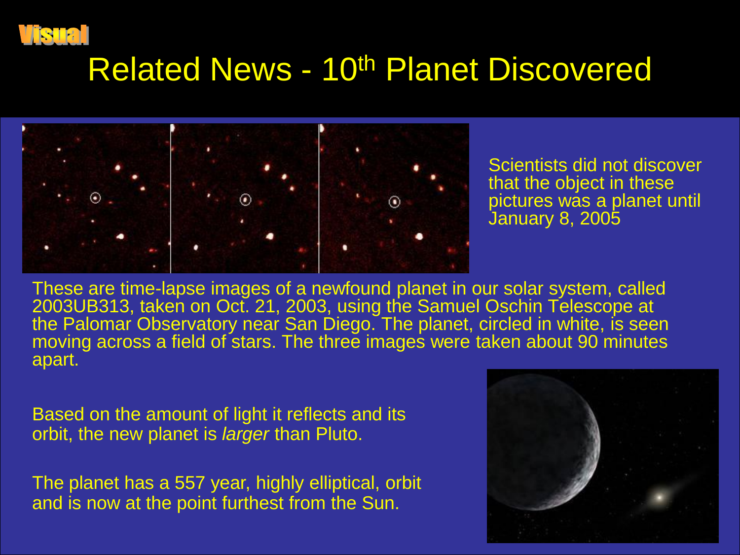Visual

# Related News - 10th Planet Discovered

Scientists did not discover that the object in these pictures was a planet until January 8, 2005

These are time-lapse images of a newfound planet in our solar system, called 2003UB313, taken on Oct. 21, 2003, using the Samuel Oschin Telescope at the Palomar Observatory near San Diego. The planet, circled in white, is seen moving across a field of stars. The three images were taken about 90 minutes apart.

Based on the amount of light it reflects and its orbit, the new planet is *larger* than Pluto.

The planet has a 557 year, highly elliptical, orbit and is now at the point furthest from the Sun.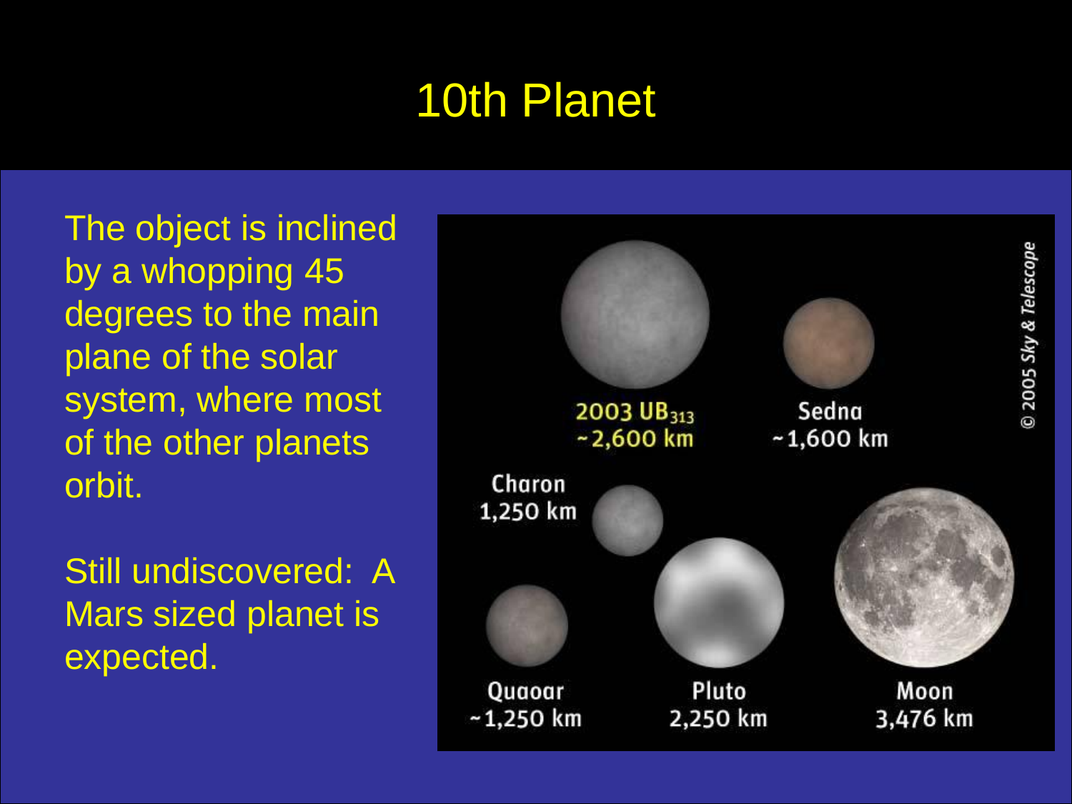# 10th Planet

The object is inclined by a whopping 45 degrees to the main plane of the solar system, where most of the other planets orbit.

Still undiscovered: A Mars sized planet is expected.

2003 $UB_{313}$
~2,600 km

Sedna
~1,600 km

Charon
1,250 km

Quaoar
~1,250 km

Pluto
2,250 km

Moon
3,476 km

© 2005 Sky & Telescope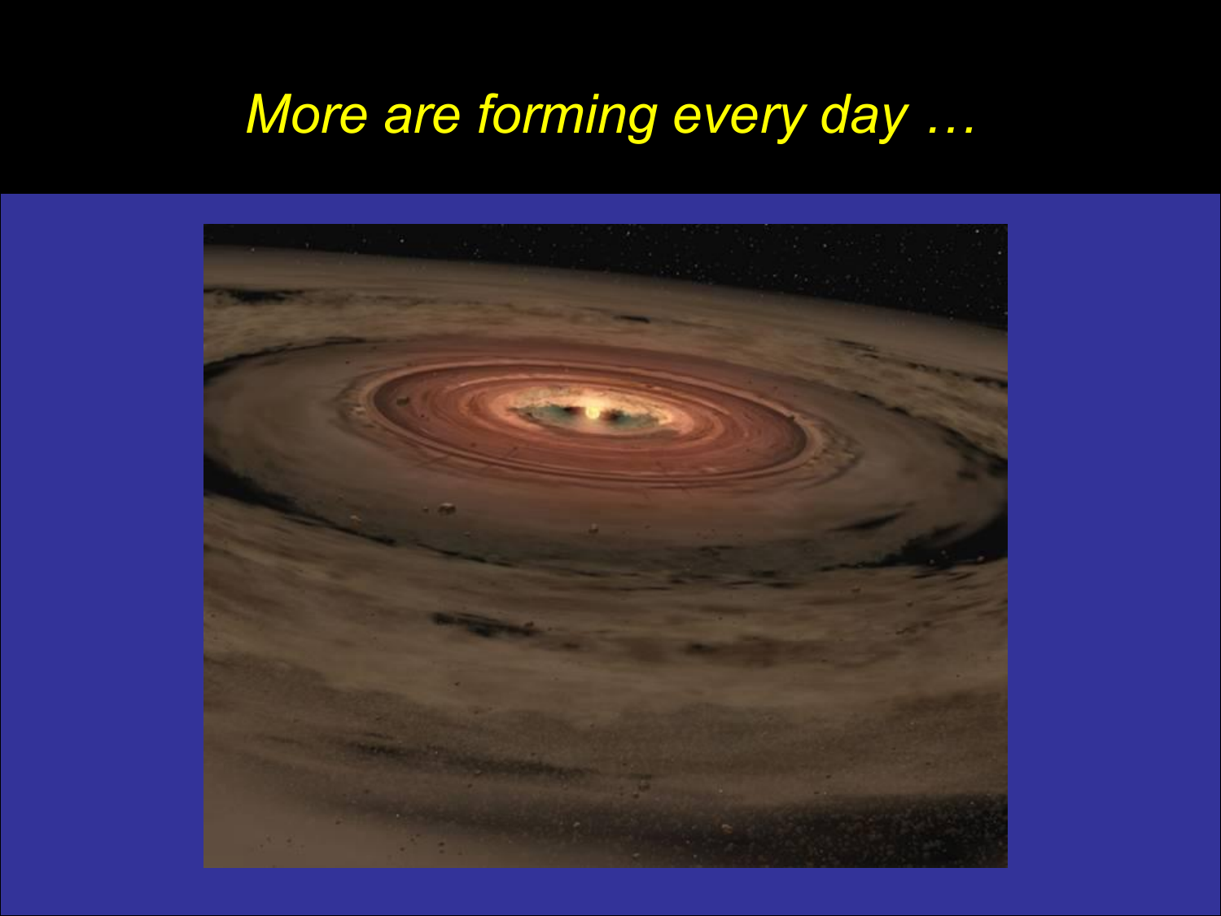# *More are forming every day …*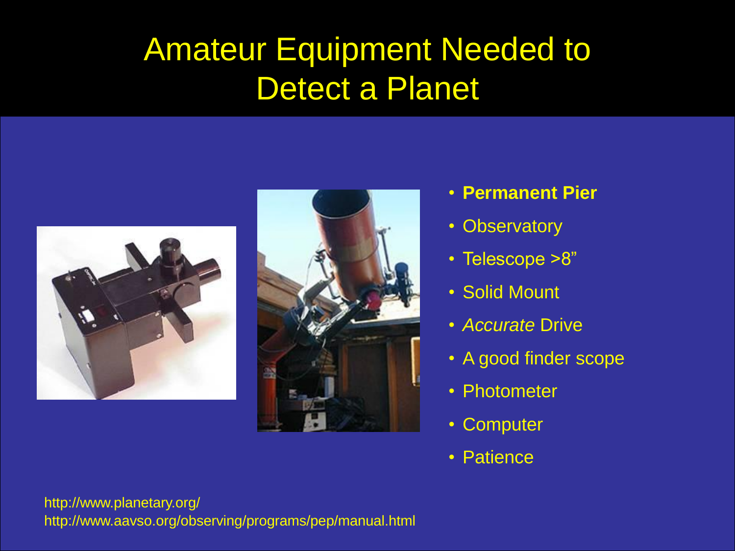# Amateur Equipment Needed to Detect a Planet

- **Permanent Pier**
- Observatory
- Telescope >8”
- Solid Mount
- *Accurate* Drive
- A good finder scope
- Photometer
- Computer
- Patience

http://www.planetary.org/
http://www.aavso.org/observing/programs/pep/manual.html